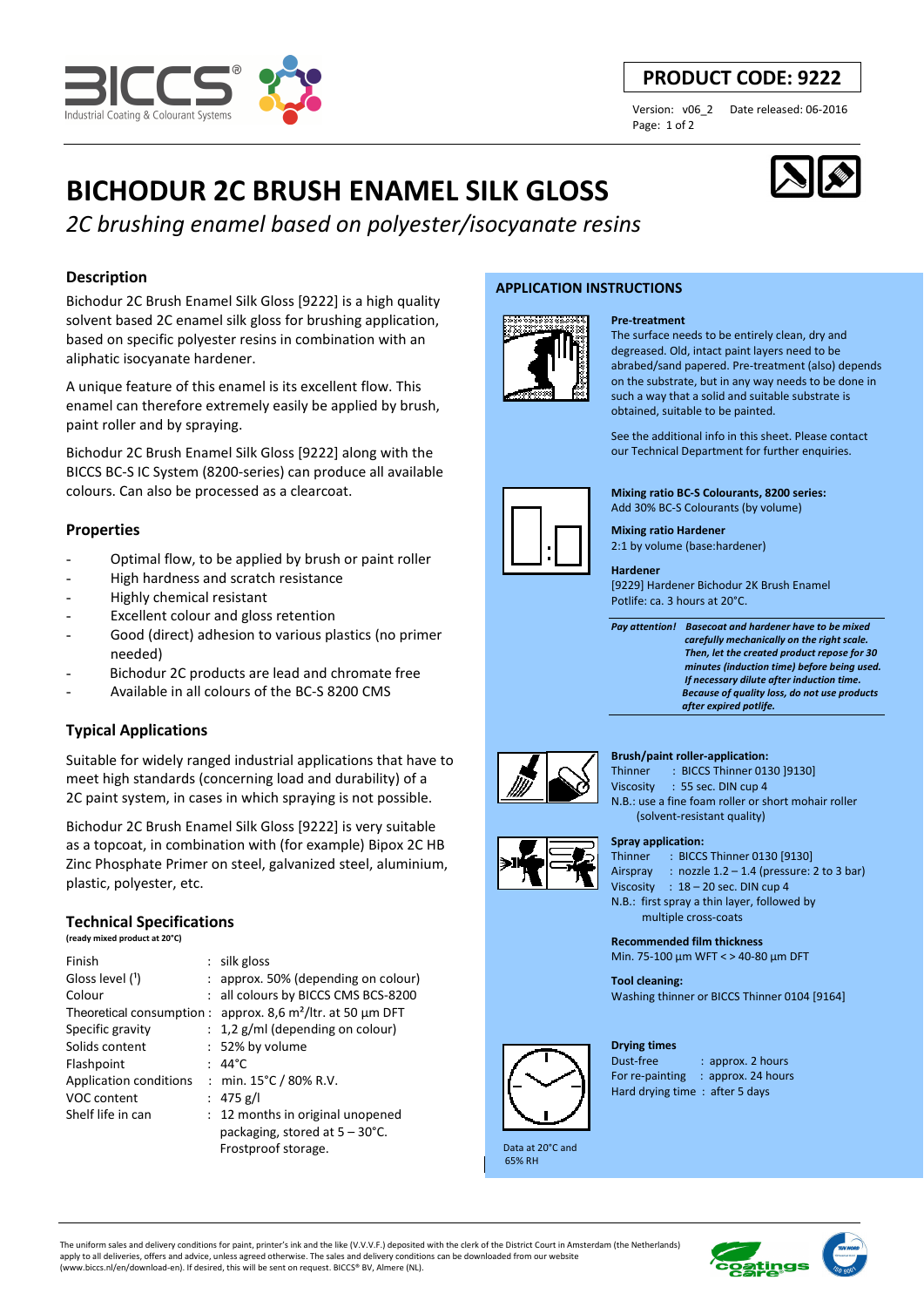**PRODUCT CODE: 9222**

Version: v06_2 Date released: 06-2016

# BICHODUR 2C BRUSH ENAMEL SILK GLOSS

*2C brushing enamel based on polyester/isocyanate resins*

## Description

Bichodur 2C Brush Enamel Silk Gloss [9222] is a high quality solvent based 2C enamel silk gloss for brushing application, based on specific polyester resins in combination with an aliphatic isocyanate hardener.

A unique feature of this enamel is its excellent flow. This enamel can therefore extremely easily be applied by brush, paint roller and by spraying.

Bichodur 2C Brush Enamel Silk Gloss [9222] along with the BICCS BC-S IC System (8200-series) can produce all available colours. Can also be processed as a clearcoat.

## Properties

- Optimal flow, to be applied by brush or paint roller
- High hardness and scratch resistance
- Highly chemical resistant
- Excellent colour and gloss retention
- Good (direct) adhesion to various plastics (no primer needed)
- Bichodur 2C products are lead and chromate free
- Available in all colours of the BC-S 8200 CMS

## Typical Applications

Suitable for widely ranged industrial applications that have to meet high standards (concerning load and durability) of a 2C paint system, in cases in which spraying is not possible.

Bichodur 2C Brush Enamel Silk Gloss [9222] is very suitable as a topcoat, in combination with (for example) Bipox 2C HB Zinc Phosphate Primer on steel, galvanized steel, aluminium, plastic, polyester, etc.

## Technical Specifications

**(ready mixed product at 20°C)**

| | |
|---|---|
| Finish | : silk gloss |
| Gloss level ([1]) | : approx. 50% (depending on colour) |
| Colour | : all colours by BICCS CMS BCS-8200 |
| Theoretical consumption | : approx. 8,6 m²/ltr. at 50 µm DFT |
| Specific gravity | : 1,2 g/ml (depending on colour) |
| Solids content | : 52% by volume |
| Flashpoint | : 44°C |
| Application conditions | : min. 15°C / 80% R.V. |
| VOC content | : 475 g/l |
| Shelf life in can | : 12 months in original unopened packaging, stored at 5 – 30°C. Frostproof storage. |

## APPLICATION INSTRUCTIONS

**Pre-treatment**
The surface needs to be entirely clean, dry and degreased. Old, intact paint layers need to be abrabed/sand papered. Pre-treatment (also) depends on the substrate, but in any way needs to be done in such a way that a solid and suitable substrate is obtained, suitable to be painted.

See the additional info in this sheet. Please contact our Technical Department for further enquiries.

**Mixing ratio BC-S Colourants, 8200 series:**
Add 30% BC-S Colourants (by volume)

**Mixing ratio Hardener**
2:1 by volume (base:hardener)

**Hardener**
[9229] Hardener Bichodur 2K Brush Enamel
Potlife: ca. 3 hours at 20°C.

***Pay attention!*** ***Basecoat and hardener have to be mixed carefully mechanically on the right scale. Then, let the created product repose for 30 minutes (induction time) before being used. If necessary dilute after induction time. Because of quality loss, do not use products after expired potlife.***

**Brush/paint roller-application:**
Thinner : BICCS Thinner 0130 ]9130]
Viscosity : 55 sec. DIN cup 4
N.B.: use a fine foam roller or short mohair roller (solvent-resistant quality)

**Spray application:**
Thinner : BICCS Thinner 0130 [9130]
Airspray : nozzle 1.2 – 1.4 (pressure: 2 to 3 bar)
Viscosity : 18 – 20 sec. DIN cup 4
N.B.: first spray a thin layer, followed by multiple cross-coats

**Recommended film thickness**
Min. 75-100 µm WFT < > 40-80 µm DFT

**Tool cleaning:**
Washing thinner or BICCS Thinner 0104 [9164]

**Drying times**
Dust-free : approx. 2 hours
For re-painting : approx. 24 hours
Hard drying time : after 5 days

Data at 20°C and 65% RH

The uniform sales and delivery conditions for paint, printer's ink and the like (V.V.V.F.) deposited with the clerk of the District Court in Amsterdam (the Netherlands) apply to all deliveries, offers and advice, unless agreed otherwise. The sales and delivery conditions can be downloaded from our website (www.biccs.nl/en/download-en). If desired, this will be sent on request. BICCS® BV, Almere (NL).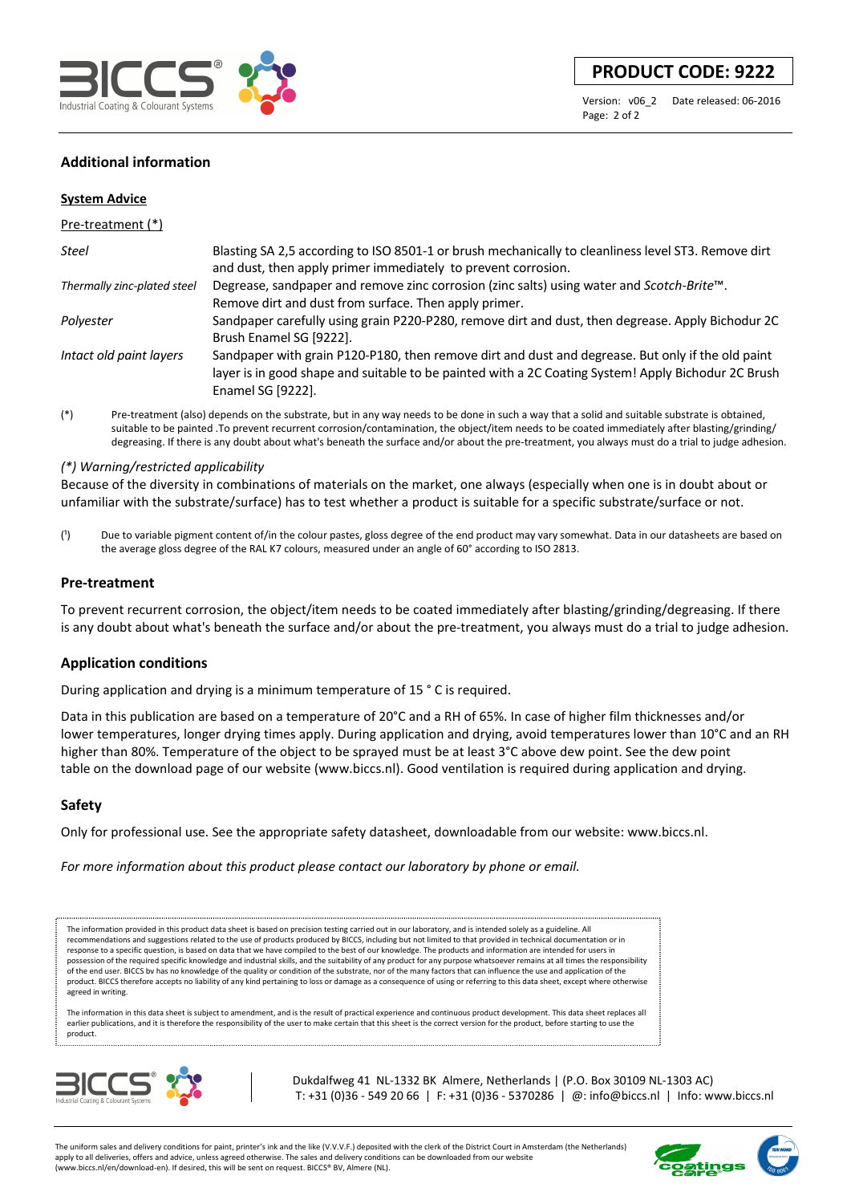## Additional information

### System Advice

Pre-treatment (*)

| | |
|---|---|
| *Steel* | Blasting SA 2,5 according to ISO 8501-1 or brush mechanically to cleanliness level ST3. Remove dirt and dust, then apply primer immediately to prevent corrosion. |
| *Thermally zinc-plated steel* | Degrease, sandpaper and remove zinc corrosion (zinc salts) using water and *Scotch-Brite*™. Remove dirt and dust from surface. Then apply primer. |
| *Polyester* | Sandpaper carefully using grain P220-P280, remove dirt and dust, then degrease. Apply Bichodur 2C Brush Enamel SG [9222]. |
| *Intact old paint layers* | Sandpaper with grain P120-P180, then remove dirt and dust and degrease. But only if the old paint layer is in good shape and suitable to be painted with a 2C Coating System! Apply Bichodur 2C Brush Enamel SG [9222]. |

(*) Pre-treatment (also) depends on the substrate, but in any way needs to be done in such a way that a solid and suitable substrate is obtained, suitable to be painted .To prevent recurrent corrosion/contamination, the object/item needs to be coated immediately after blasting/grinding/ degreasing. If there is any doubt about what's beneath the surface and/or about the pre-treatment, you always must do a trial to judge adhesion.

*(*) Warning/restricted applicability*

Because of the diversity in combinations of materials on the market, one always (especially when one is in doubt about or unfamiliar with the substrate/surface) has to test whether a product is suitable for a specific substrate/surface or not.

([1]) Due to variable pigment content of/in the colour pastes, gloss degree of the end product may vary somewhat. Data in our datasheets are based on the average gloss degree of the RAL K7 colours, measured under an angle of 60° according to ISO 2813.

### Pre-treatment

To prevent recurrent corrosion, the object/item needs to be coated immediately after blasting/grinding/degreasing. If there is any doubt about what's beneath the surface and/or about the pre-treatment, you always must do a trial to judge adhesion.

### Application conditions

During application and drying is a minimum temperature of 15 ° C is required.

Data in this publication are based on a temperature of 20°C and a RH of 65%. In case of higher film thicknesses and/or lower temperatures, longer drying times apply. During application and drying, avoid temperatures lower than 10°C and an RH higher than 80%. Temperature of the object to be sprayed must be at least 3°C above dew point. See the dew point table on the download page of our website (www.biccs.nl). Good ventilation is required during application and drying.

### Safety

Only for professional use. See the appropriate safety datasheet, downloadable from our website: www.biccs.nl.

*For more information about this product please contact our laboratory by phone or email.*

The information provided in this product data sheet is based on precision testing carried out in our laboratory, and is intended solely as a guideline. All recommendations and suggestions related to the use of products produced by BICCS, including but not limited to that provided in technical documentation or in response to a specific question, is based on data that we have compiled to the best of our knowledge. The products and information are intended for users in possession of the required specific knowledge and industrial skills, and the suitability of any product for any purpose whatsoever remains at all times the responsibility of the end user. BICCS bv has no knowledge of the quality or condition of the substrate, nor of the many factors that can influence the use and application of the product. BICCS therefore accepts no liability of any kind pertaining to loss or damage as a consequence of using or referring to this data sheet, except where otherwise agreed in writing.

The information in this data sheet is subject to amendment, and is the result of practical experience and continuous product development. This data sheet replaces all earlier publications, and it is therefore the responsibility of the user to make certain that this sheet is the correct version for the product, before starting to use the product.

Dukdalfweg 41 NL-1332 BK Almere, Netherlands | (P.O. Box 30109 NL-1303 AC)
T: +31 (0)36 - 549 20 66 | F: +31 (0)36 - 5370286 | @: info@biccs.nl | Info: www.biccs.nl

The uniform sales and delivery conditions for paint, printer's ink and the like (V.V.V.F.) deposited with the clerk of the District Court in Amsterdam (the Netherlands) apply to all deliveries, offers and advice, unless agreed otherwise. The sales and delivery conditions can be downloaded from our website (www.biccs.nl/en/download-en). If desired, this will be sent on request. BICCS® BV, Almere (NL).